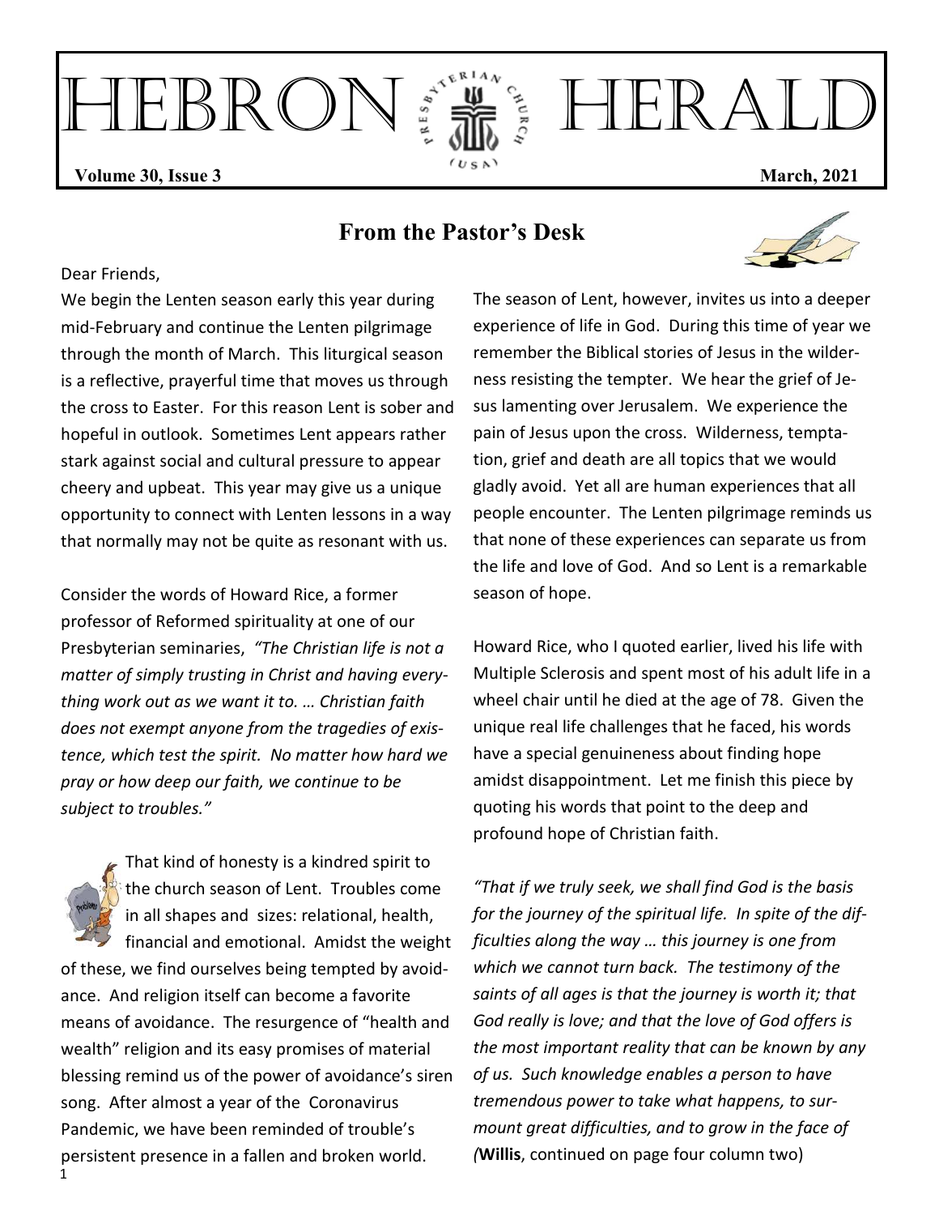# HEBRON HERALD

**Volume 30, Issue 3** **March, 2021**

## From the Pastor's Desk

Dear Friends,

We begin the Lenten season early this year during mid-February and continue the Lenten pilgrimage through the month of March. This liturgical season is a reflective, prayerful time that moves us through the cross to Easter. For this reason Lent is sober and hopeful in outlook. Sometimes Lent appears rather stark against social and cultural pressure to appear cheery and upbeat. This year may give us a unique opportunity to connect with Lenten lessons in a way that normally may not be quite as resonant with us.

Consider the words of Howard Rice, a former professor of Reformed spirituality at one of our Presbyterian seminaries, *"The Christian life is not a matter of simply trusting in Christ and having everything work out as we want it to. … Christian faith does not exempt anyone from the tragedies of existence, which test the spirit. No matter how hard we pray or how deep our faith, we continue to be subject to troubles."*

That kind of honesty is a kindred spirit to the church season of Lent. Troubles come in all shapes and sizes: relational, health, financial and emotional. Amidst the weight of these, we find ourselves being tempted by avoidance. And religion itself can become a favorite means of avoidance. The resurgence of "health and wealth" religion and its easy promises of material blessing remind us of the power of avoidance's siren song. After almost a year of the Coronavirus Pandemic, we have been reminded of trouble's persistent presence in a fallen and broken world.

The season of Lent, however, invites us into a deeper experience of life in God. During this time of year we remember the Biblical stories of Jesus in the wilderness resisting the tempter. We hear the grief of Jesus lamenting over Jerusalem. We experience the pain of Jesus upon the cross. Wilderness, temptation, grief and death are all topics that we would gladly avoid. Yet all are human experiences that all people encounter. The Lenten pilgrimage reminds us that none of these experiences can separate us from the life and love of God. And so Lent is a remarkable season of hope.

Howard Rice, who I quoted earlier, lived his life with Multiple Sclerosis and spent most of his adult life in a wheel chair until he died at the age of 78. Given the unique real life challenges that he faced, his words have a special genuineness about finding hope amidst disappointment. Let me finish this piece by quoting his words that point to the deep and profound hope of Christian faith.

*"That if we truly seek, we shall find God is the basis for the journey of the spiritual life. In spite of the difficulties along the way … this journey is one from which we cannot turn back. The testimony of the saints of all ages is that the journey is worth it; that God really is love; and that the love of God offers is the most important reality that can be known by any of us. Such knowledge enables a person to have tremendous power to take what happens, to surmount great difficulties, and to grow in the face of* (**Willis**, continued on page four column two)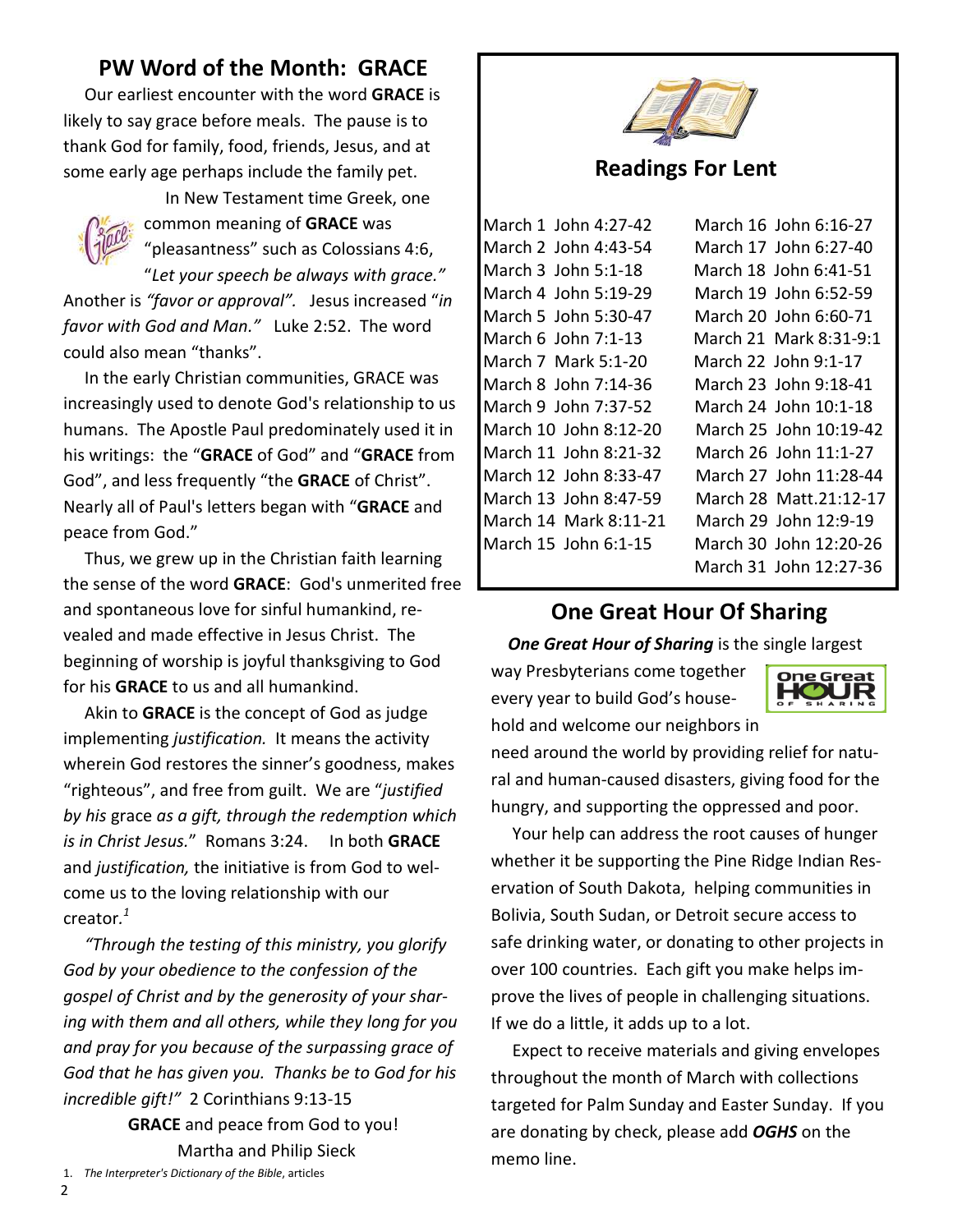## PW Word of the Month: GRACE

Our earliest encounter with the word **GRACE** is likely to say grace before meals. The pause is to thank God for family, food, friends, Jesus, and at some early age perhaps include the family pet.

In New Testament time Greek, one common meaning of **GRACE** was "pleasantness" such as Colossians 4:6, "*Let your speech be always with grace."* Another is *"favor or approval".* Jesus increased "*in favor with God and Man."* Luke 2:52. The word could also mean "thanks".

In the early Christian communities, GRACE was increasingly used to denote God's relationship to us humans. The Apostle Paul predominately used it in his writings: the "**GRACE** of God" and "**GRACE** from God", and less frequently "the **GRACE** of Christ". Nearly all of Paul's letters began with "**GRACE** and peace from God."

Thus, we grew up in the Christian faith learning the sense of the word **GRACE**: God's unmerited free and spontaneous love for sinful humankind, revealed and made effective in Jesus Christ. The beginning of worship is joyful thanksgiving to God for his **GRACE** to us and all humankind.

Akin to **GRACE** is the concept of God as judge implementing *justification.* It means the activity wherein God restores the sinner's goodness, makes "righteous", and free from guilt. We are "*justified by his* grace *as a gift, through the redemption which is in Christ Jesus.*" Romans 3:24. In both **GRACE** and *justification,* the initiative is from God to welcome us to the loving relationship with our creator.[1]

*"Through the testing of this ministry, you glorify God by your obedience to the confession of the gospel of Christ and by the generosity of your sharing with them and all others, while they long for you and pray for you because of the surpassing grace of God that he has given you. Thanks be to God for his incredible gift!"* 2 Corinthians 9:13-15

**GRACE** and peace from God to you!

Martha and Philip Sieck

1. *The Interpreter's Dictionary of the Bible*, articles

## Readings For Lent

| | |
|---|---|
| March 1 John 4:27-42 | March 16 John 6:16-27 |
| March 2 John 4:43-54 | March 17 John 6:27-40 |
| March 3 John 5:1-18 | March 18 John 6:41-51 |
| March 4 John 5:19-29 | March 19 John 6:52-59 |
| March 5 John 5:30-47 | March 20 John 6:60-71 |
| March 6 John 7:1-13 | March 21 Mark 8:31-9:1 |
| March 7 Mark 5:1-20 | March 22 John 9:1-17 |
| March 8 John 7:14-36 | March 23 John 9:18-41 |
| March 9 John 7:37-52 | March 24 John 10:1-18 |
| March 10 John 8:12-20 | March 25 John 10:19-42 |
| March 11 John 8:21-32 | March 26 John 11:1-27 |
| March 12 John 8:33-47 | March 27 John 11:28-44 |
| March 13 John 8:47-59 | March 28 Matt.21:12-17 |
| March 14 Mark 8:11-21 | March 29 John 12:9-19 |
| March 15 John 6:1-15 | March 30 John 12:20-26 |
| | March 31 John 12:27-36 |

## One Great Hour Of Sharing

***One Great Hour of Sharing*** is the single largest way Presbyterians come together every year to build God's household and welcome our neighbors in need around the world by providing relief for natural and human-caused disasters, giving food for the hungry, and supporting the oppressed and poor.

Your help can address the root causes of hunger whether it be supporting the Pine Ridge Indian Reservation of South Dakota, helping communities in Bolivia, South Sudan, or Detroit secure access to safe drinking water, or donating to other projects in over 100 countries. Each gift you make helps improve the lives of people in challenging situations. If we do a little, it adds up to a lot.

Expect to receive materials and giving envelopes throughout the month of March with collections targeted for Palm Sunday and Easter Sunday. If you are donating by check, please add ***OGHS*** on the memo line.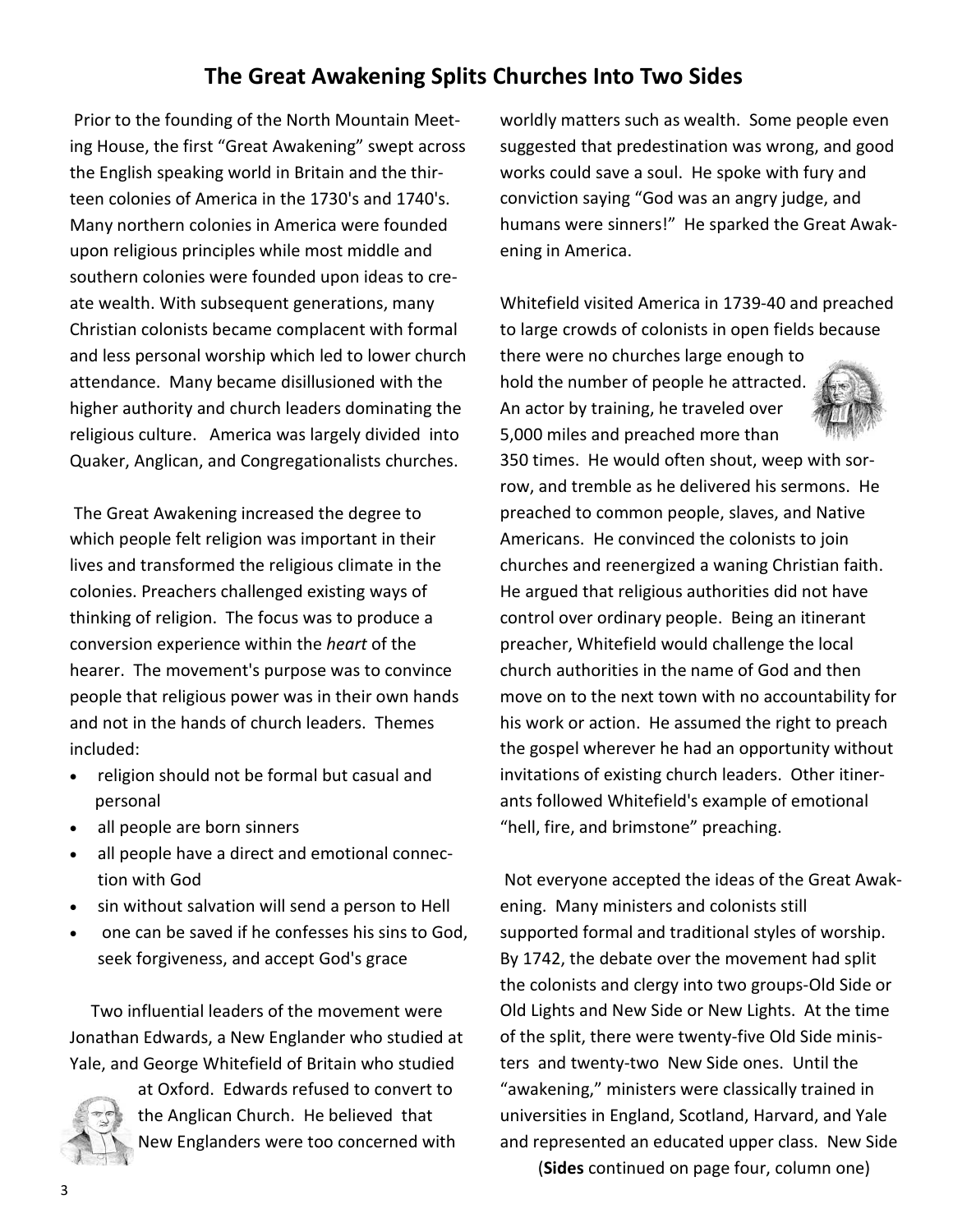# The Great Awakening Splits Churches Into Two Sides

Prior to the founding of the North Mountain Meeting House, the first "Great Awakening" swept across the English speaking world in Britain and the thirteen colonies of America in the 1730's and 1740's. Many northern colonies in America were founded upon religious principles while most middle and southern colonies were founded upon ideas to create wealth. With subsequent generations, many Christian colonists became complacent with formal and less personal worship which led to lower church attendance. Many became disillusioned with the higher authority and church leaders dominating the religious culture. America was largely divided into Quaker, Anglican, and Congregationalists churches.

The Great Awakening increased the degree to which people felt religion was important in their lives and transformed the religious climate in the colonies. Preachers challenged existing ways of thinking of religion. The focus was to produce a conversion experience within the *heart* of the hearer. The movement's purpose was to convince people that religious power was in their own hands and not in the hands of church leaders. Themes included:

- religion should not be formal but casual and personal
- all people are born sinners
- all people have a direct and emotional connection with God
- sin without salvation will send a person to Hell
- one can be saved if he confesses his sins to God, seek forgiveness, and accept God's grace

Two influential leaders of the movement were Jonathan Edwards, a New Englander who studied at Yale, and George Whitefield of Britain who studied at Oxford. Edwards refused to convert to the Anglican Church. He believed that New Englanders were too concerned with worldly matters such as wealth. Some people even suggested that predestination was wrong, and good works could save a soul. He spoke with fury and conviction saying "God was an angry judge, and humans were sinners!" He sparked the Great Awakening in America.

Whitefield visited America in 1739-40 and preached to large crowds of colonists in open fields because there were no churches large enough to hold the number of people he attracted. An actor by training, he traveled over 5,000 miles and preached more than 350 times. He would often shout, weep with sorrow, and tremble as he delivered his sermons. He preached to common people, slaves, and Native Americans. He convinced the colonists to join churches and reenergized a waning Christian faith. He argued that religious authorities did not have control over ordinary people. Being an itinerant preacher, Whitefield would challenge the local church authorities in the name of God and then move on to the next town with no accountability for his work or action. He assumed the right to preach the gospel wherever he had an opportunity without invitations of existing church leaders. Other itinerants followed Whitefield's example of emotional "hell, fire, and brimstone" preaching.

Not everyone accepted the ideas of the Great Awakening. Many ministers and colonists still supported formal and traditional styles of worship. By 1742, the debate over the movement had split the colonists and clergy into two groups-Old Side or Old Lights and New Side or New Lights. At the time of the split, there were twenty-five Old Side ministers and twenty-two New Side ones. Until the "awakening," ministers were classically trained in universities in England, Scotland, Harvard, and Yale and represented an educated upper class. New Side

(**Sides** continued on page four, column one)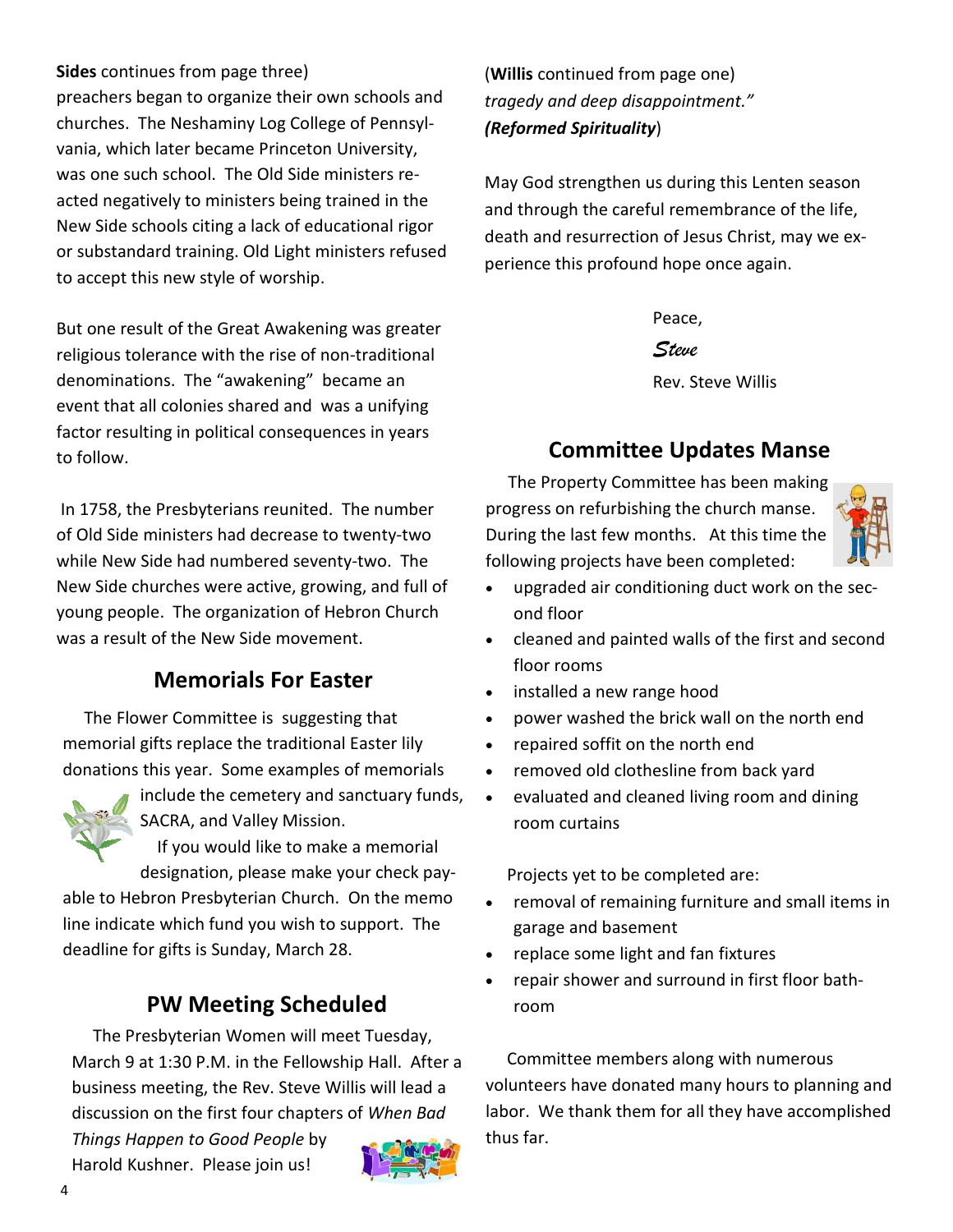**Sides** continues from page three)
preachers began to organize their own schools and churches. The Neshaminy Log College of Pennsylvania, which later became Princeton University, was one such school. The Old Side ministers reacted negatively to ministers being trained in the New Side schools citing a lack of educational rigor or substandard training. Old Light ministers refused to accept this new style of worship.

But one result of the Great Awakening was greater religious tolerance with the rise of non-traditional denominations. The "awakening" became an event that all colonies shared and was a unifying factor resulting in political consequences in years to follow.

In 1758, the Presbyterians reunited. The number of Old Side ministers had decrease to twenty-two while New Side had numbered seventy-two. The New Side churches were active, growing, and full of young people. The organization of Hebron Church was a result of the New Side movement.

## Memorials For Easter

The Flower Committee is suggesting that memorial gifts replace the traditional Easter lily donations this year. Some examples of memorials include the cemetery and sanctuary funds, SACRA, and Valley Mission.

If you would like to make a memorial designation, please make your check payable to Hebron Presbyterian Church. On the memo line indicate which fund you wish to support. The deadline for gifts is Sunday, March 28.

## PW Meeting Scheduled

The Presbyterian Women will meet Tuesday, March 9 at 1:30 P.M. in the Fellowship Hall. After a business meeting, the Rev. Steve Willis will lead a discussion on the first four chapters of *When Bad Things Happen to Good People* by Harold Kushner. Please join us!

(**Willis** continued from page one)
*tragedy and deep disappointment."*
***(Reformed Spirituality)***

May God strengthen us during this Lenten season and through the careful remembrance of the life, death and resurrection of Jesus Christ, may we experience this profound hope once again.

Peace,

*Steve*

Rev. Steve Willis

## Committee Updates Manse

The Property Committee has been making progress on refurbishing the church manse. During the last few months. At this time the following projects have been completed:

- upgraded air conditioning duct work on the second floor
- cleaned and painted walls of the first and second floor rooms
- installed a new range hood
- power washed the brick wall on the north end
- repaired soffit on the north end
- removed old clothesline from back yard
- evaluated and cleaned living room and dining room curtains

Projects yet to be completed are:

- removal of remaining furniture and small items in garage and basement
- replace some light and fan fixtures
- repair shower and surround in first floor bathroom

Committee members along with numerous volunteers have donated many hours to planning and labor. We thank them for all they have accomplished thus far.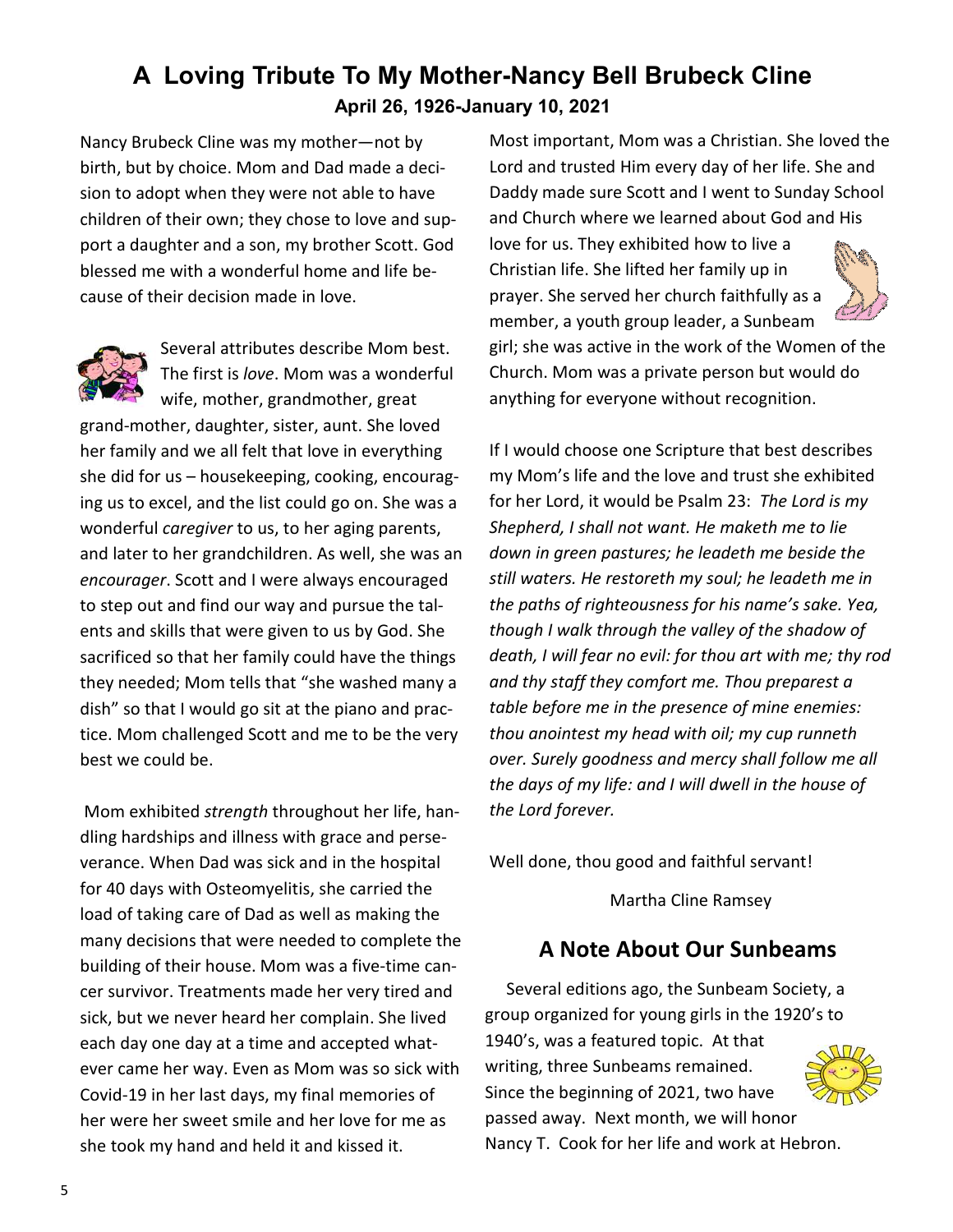# A Loving Tribute To My Mother-Nancy Bell Brubeck Cline

**April 26, 1926-January 10, 2021**

Nancy Brubeck Cline was my mother—not by birth, but by choice. Mom and Dad made a decision to adopt when they were not able to have children of their own; they chose to love and support a daughter and a son, my brother Scott. God blessed me with a wonderful home and life because of their decision made in love.

Several attributes describe Mom best. The first is *love*. Mom was a wonderful wife, mother, grandmother, great grand-mother, daughter, sister, aunt. She loved her family and we all felt that love in everything she did for us – housekeeping, cooking, encouraging us to excel, and the list could go on. She was a wonderful *caregiver* to us, to her aging parents, and later to her grandchildren. As well, she was an *encourager*. Scott and I were always encouraged to step out and find our way and pursue the talents and skills that were given to us by God. She sacrificed so that her family could have the things they needed; Mom tells that "she washed many a dish" so that I would go sit at the piano and practice. Mom challenged Scott and me to be the very best we could be.

Mom exhibited *strength* throughout her life, handling hardships and illness with grace and perseverance. When Dad was sick and in the hospital for 40 days with Osteomyelitis, she carried the load of taking care of Dad as well as making the many decisions that were needed to complete the building of their house. Mom was a five-time cancer survivor. Treatments made her very tired and sick, but we never heard her complain. She lived each day one day at a time and accepted whatever came her way. Even as Mom was so sick with Covid-19 in her last days, my final memories of her were her sweet smile and her love for me as she took my hand and held it and kissed it.

Most important, Mom was a Christian. She loved the Lord and trusted Him every day of her life. She and Daddy made sure Scott and I went to Sunday School and Church where we learned about God and His love for us. They exhibited how to live a Christian life. She lifted her family up in prayer. She served her church faithfully as a member, a youth group leader, a Sunbeam girl; she was active in the work of the Women of the Church. Mom was a private person but would do anything for everyone without recognition.

If I would choose one Scripture that best describes my Mom's life and the love and trust she exhibited for her Lord, it would be Psalm 23: *The Lord is my Shepherd, I shall not want. He maketh me to lie down in green pastures; he leadeth me beside the still waters. He restoreth my soul; he leadeth me in the paths of righteousness for his name's sake. Yea, though I walk through the valley of the shadow of death, I will fear no evil: for thou art with me; thy rod and thy staff they comfort me. Thou preparest a table before me in the presence of mine enemies: thou anointest my head with oil; my cup runneth over. Surely goodness and mercy shall follow me all the days of my life: and I will dwell in the house of the Lord forever.*

Well done, thou good and faithful servant!

Martha Cline Ramsey

## A Note About Our Sunbeams

Several editions ago, the Sunbeam Society, a group organized for young girls in the 1920's to 1940's, was a featured topic. At that writing, three Sunbeams remained. Since the beginning of 2021, two have passed away. Next month, we will honor Nancy T. Cook for her life and work at Hebron.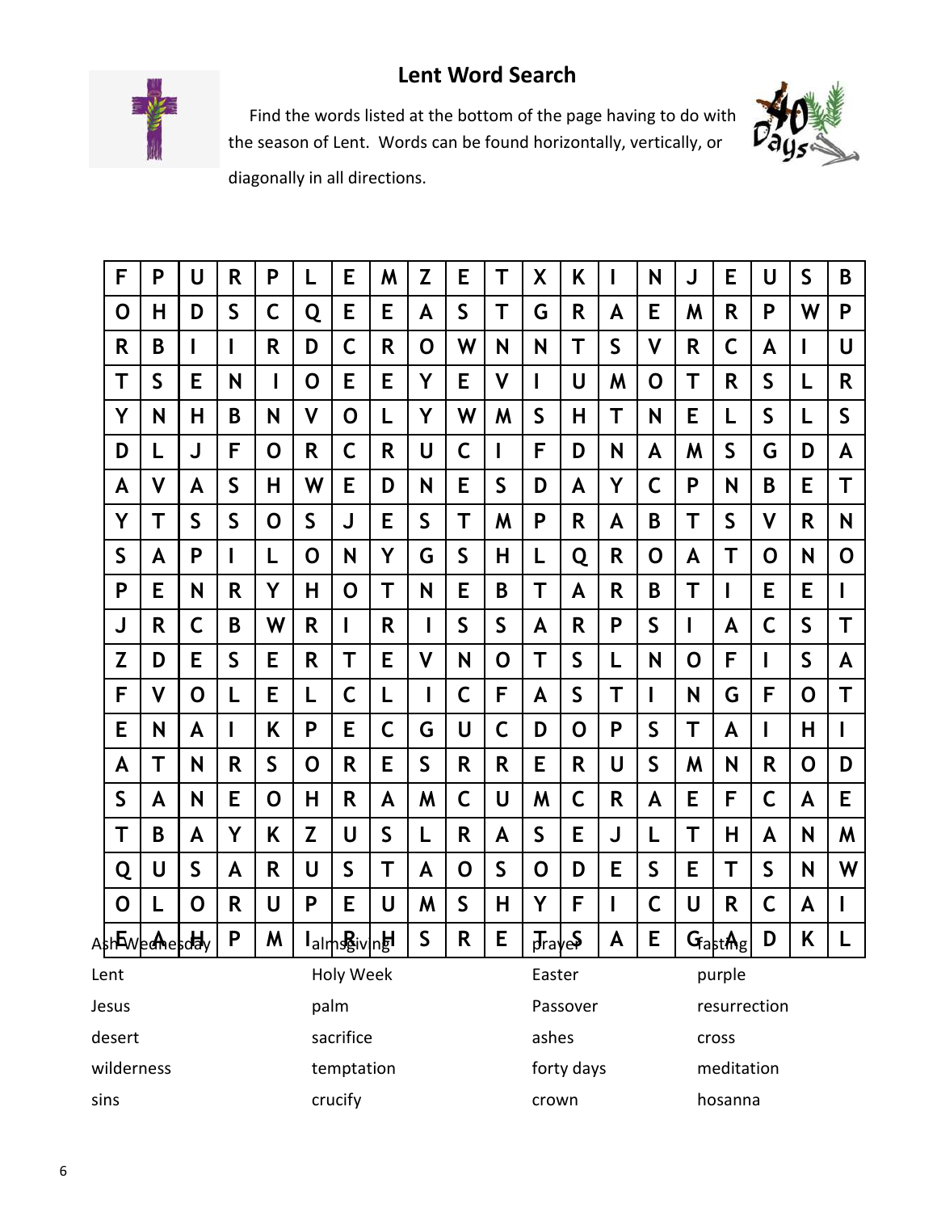# Lent Word Search

Find the words listed at the bottom of the page having to do with the season of Lent. Words can be found horizontally, vertically, or diagonally in all directions.

| | | | | | | | | | | | | | | | | | | | |
|---|---|---|---|---|---|---|---|---|---|---|---|---|---|---|---|---|---|---|---|
| F | P | U | R | P | L | E | M | Z | E | T | X | K | I | N | J | E | U | S | B |
| O | H | D | S | C | Q | E | E | A | S | T | G | R | A | E | M | R | P | W | P |
| R | B | I | I | R | D | C | R | O | W | N | N | T | S | V | R | C | A | I | U |
| T | S | E | N | I | O | E | E | Y | E | V | I | U | M | O | T | R | S | L | R |
| Y | N | H | B | N | V | O | L | Y | W | M | S | H | T | N | E | L | S | L | S |
| D | L | J | F | O | R | C | R | U | C | I | F | D | N | A | M | S | G | D | A |
| A | V | A | S | H | W | E | D | N | E | S | D | A | Y | C | P | N | B | E | T |
| Y | T | S | S | O | S | J | E | S | T | M | P | R | A | B | T | S | V | R | N |
| S | A | P | I | L | O | N | Y | G | S | H | L | Q | R | O | A | T | O | N | O |
| P | E | N | R | Y | H | O | T | N | E | B | T | A | R | B | T | I | E | E | I |
| J | R | C | B | W | R | I | R | I | S | S | A | R | P | S | I | A | C | S | T |
| Z | D | E | S | E | R | T | E | V | N | O | T | S | L | N | O | F | I | S | A |
| F | V | O | L | E | L | C | L | I | C | F | A | S | T | I | N | G | F | O | T |
| E | N | A | I | K | P | E | C | G | U | C | D | O | P | S | T | A | I | H | I |
| A | T | N | R | S | O | R | E | S | R | R | E | R | U | S | M | N | R | O | D |
| S | A | N | E | O | H | R | A | M | C | U | M | C | R | A | E | F | C | A | E |
| T | B | A | Y | K | Z | U | S | L | R | A | S | E | J | L | T | H | A | N | M |
| Q | U | S | A | R | U | S | T | A | O | S | O | D | E | S | E | T | S | N | W |
| O | L | O | R | U | P | E | U | M | S | H | Y | F | I | C | U | R | C | A | I |
| E | A | H | P | M | I | R | H | S | R | E | T | S | A | E | G | A | D | K | L |

| | | | |
|---|---|---|---|
| Ash Wednesday | almsgiving | prayer | fasting |
| Lent | Holy Week | Easter | purple |
| Jesus | palm | Passover | resurrection |
| desert | sacrifice | ashes | cross |
| wilderness | temptation | forty days | meditation |
| sins | crucify | crown | hosanna |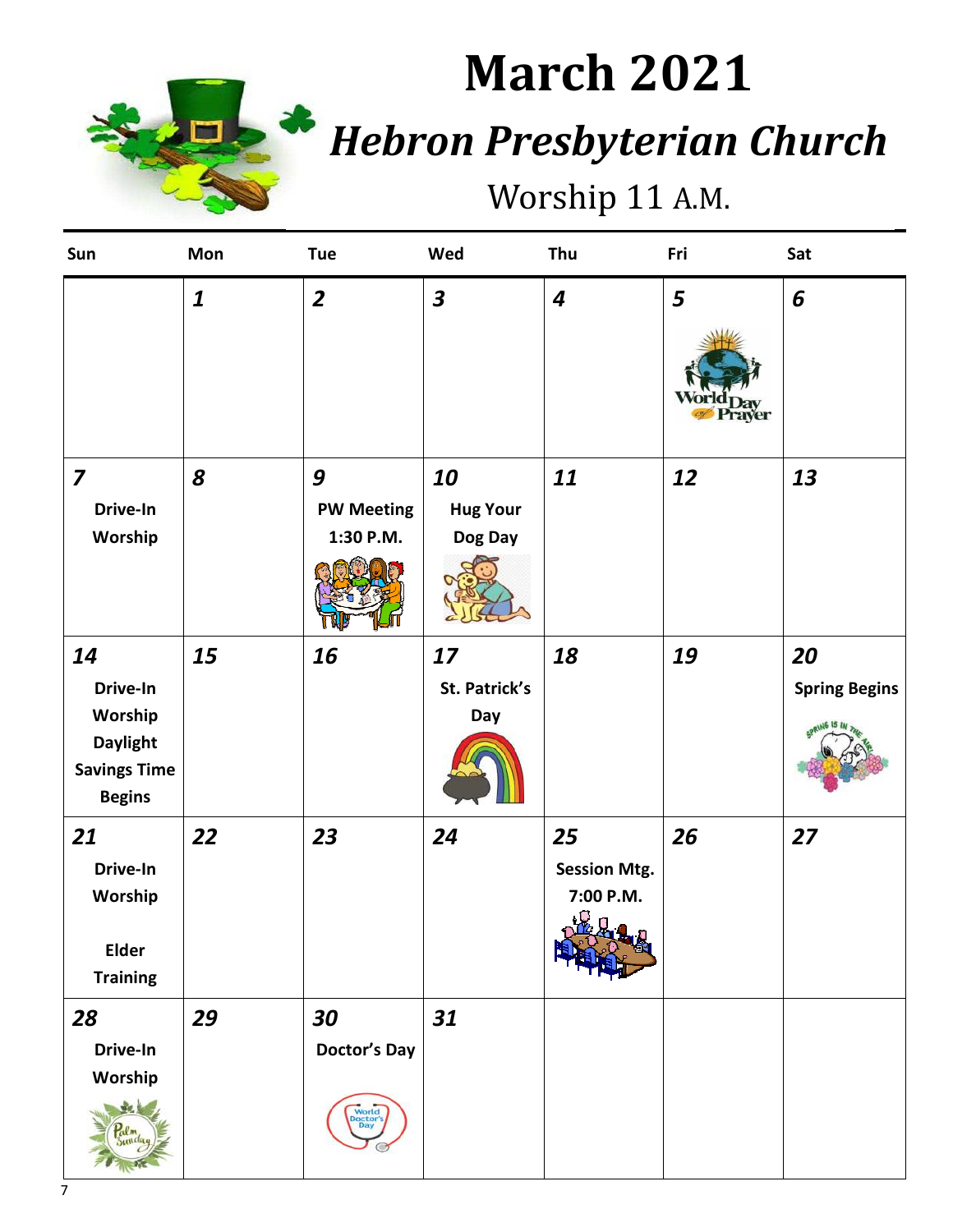# March 2021

## *Hebron Presbyterian Church*

Worship 11 A.M.

| Sun | Mon | Tue | Wed | Thu | Fri | Sat |
|---|---|---|---|---|---|---|
| | **1** | **2** | **3** | **4** | **5** World Day of Prayer | **6** |
| **7** Drive-In Worship | **8** | **9** PW Meeting 1:30 P.M. | **10** Hug Your Dog Day | **11** | **12** | **13** |
| **14** Drive-In Worship Daylight Savings Time Begins | **15** | **16** | **17** St. Patrick's Day | **18** | **19** | **20** Spring Begins |
| **21** Drive-In Worship Elder Training | **22** | **23** | **24** | **25** Session Mtg. 7:00 P.M. | **26** | **27** |
| **28** Drive-In Worship Palm Sunday | **29** | **30** Doctor's Day | **31** | | | |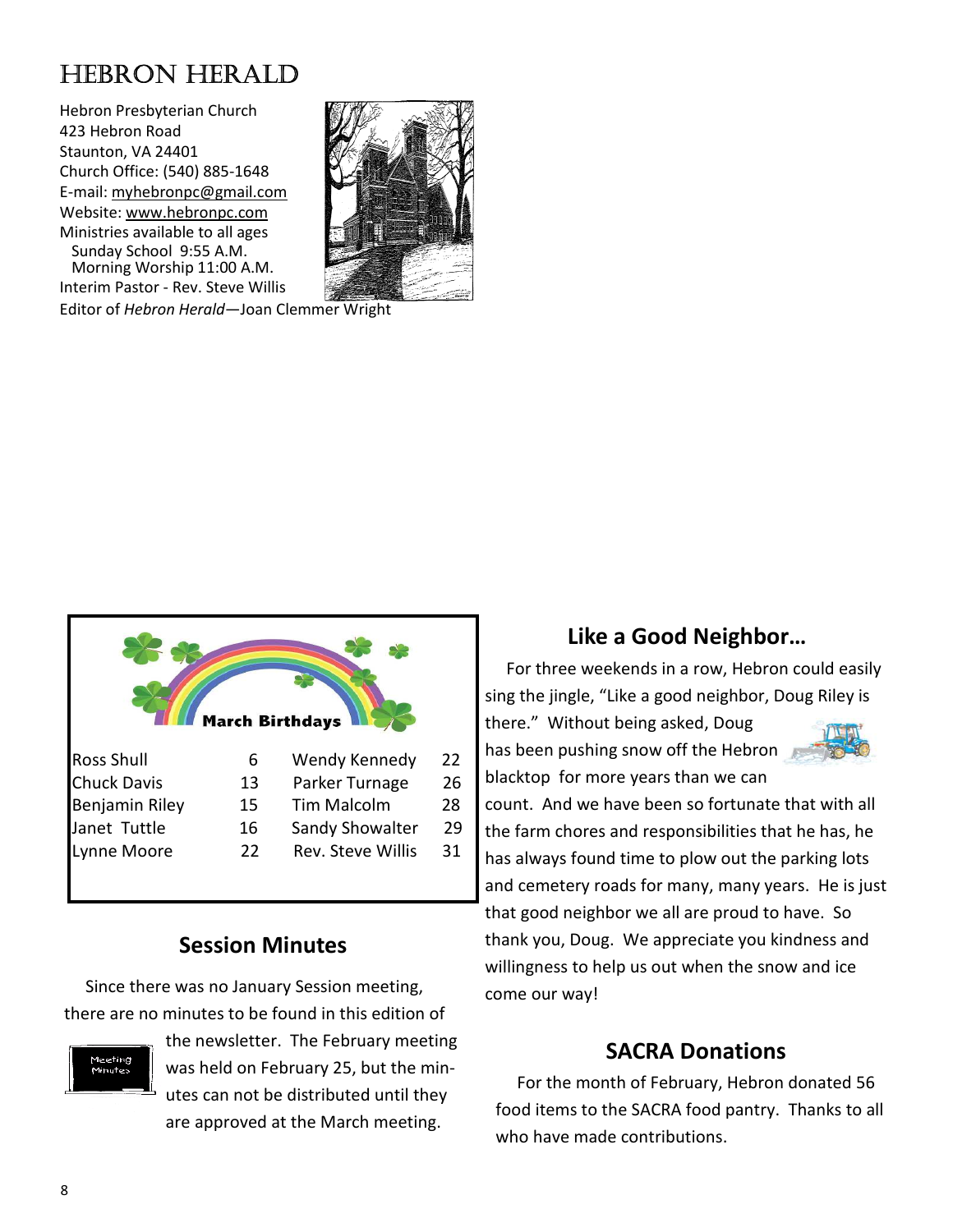# Hebron Herald

Hebron Presbyterian Church
423 Hebron Road
Staunton, VA 24401
Church Office: (540) 885-1648
E-mail: myhebronpc@gmail.com
Website: www.hebronpc.com
Ministries available to all ages
Sunday School 9:55 A.M.
Morning Worship 11:00 A.M.
Interim Pastor - Rev. Steve Willis
Editor of *Hebron Herald*—Joan Clemmer Wright

**March Birthdays**

| | | | |
|---|---|---|---|
| Ross Shull | 6 | Wendy Kennedy | 22 |
| Chuck Davis | 13 | Parker Turnage | 26 |
| Benjamin Riley | 15 | Tim Malcolm | 28 |
| Janet Tuttle | 16 | Sandy Showalter | 29 |
| Lynne Moore | 22 | Rev. Steve Willis | 31 |

## Session Minutes

Since there was no January Session meeting, there are no minutes to be found in this edition of the newsletter. The February meeting was held on February 25, but the minutes can not be distributed until they are approved at the March meeting.

## Like a Good Neighbor…

For three weekends in a row, Hebron could easily sing the jingle, "Like a good neighbor, Doug Riley is there." Without being asked, Doug has been pushing snow off the Hebron blacktop for more years than we can count. And we have been so fortunate that with all the farm chores and responsibilities that he has, he has always found time to plow out the parking lots and cemetery roads for many, many years. He is just that good neighbor we all are proud to have. So thank you, Doug. We appreciate you kindness and willingness to help us out when the snow and ice come our way!

## SACRA Donations

For the month of February, Hebron donated 56 food items to the SACRA food pantry. Thanks to all who have made contributions.